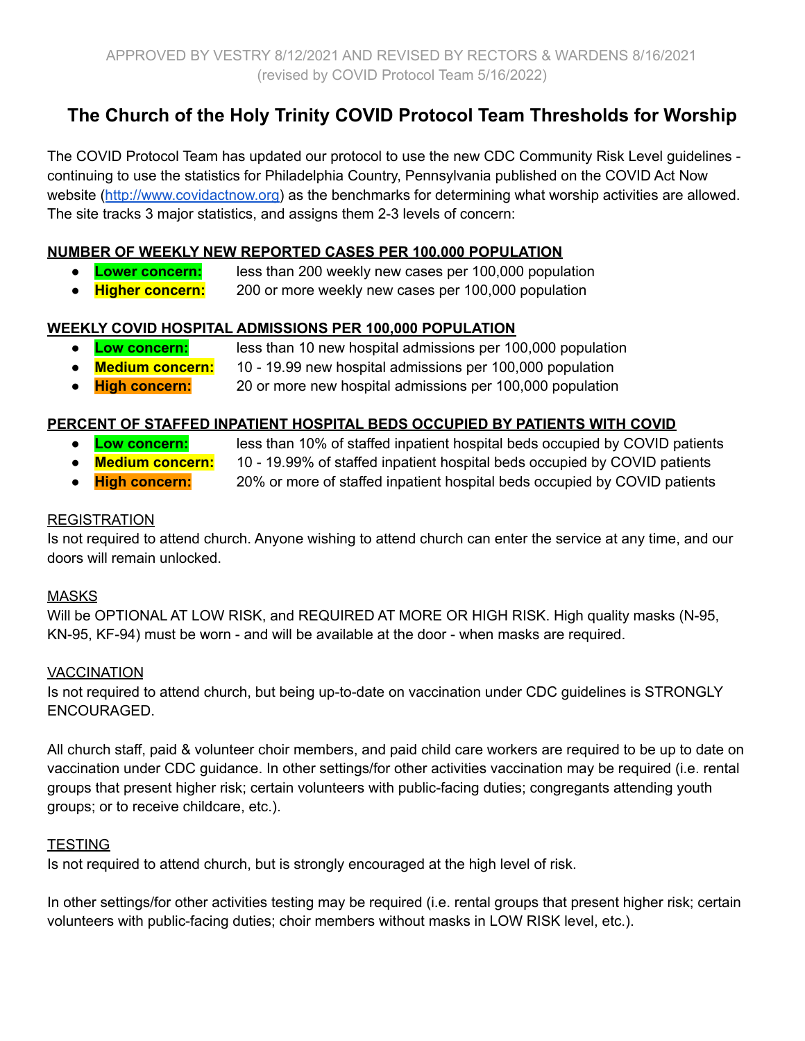APPROVED BY VESTRY 8/12/2021 AND REVISED BY RECTORS & WARDENS 8/16/2021
(revised by COVID Protocol Team 5/16/2022)

# The Church of the Holy Trinity COVID Protocol Team Thresholds for Worship

The COVID Protocol Team has updated our protocol to use the new CDC Community Risk Level guidelines - continuing to use the statistics for Philadelphia Country, Pennsylvania published on the COVID Act Now website (http://www.covidactnow.org) as the benchmarks for determining what worship activities are allowed. The site tracks 3 major statistics, and assigns them 2-3 levels of concern:

**NUMBER OF WEEKLY NEW REPORTED CASES PER 100,000 POPULATION**

- **Lower concern:** less than 200 weekly new cases per 100,000 population
- **Higher concern:** 200 or more weekly new cases per 100,000 population

**WEEKLY COVID HOSPITAL ADMISSIONS PER 100,000 POPULATION**

- **Low concern:** less than 10 new hospital admissions per 100,000 population
- **Medium concern:** 10 - 19.99 new hospital admissions per 100,000 population
- **High concern:** 20 or more new hospital admissions per 100,000 population

**PERCENT OF STAFFED INPATIENT HOSPITAL BEDS OCCUPIED BY PATIENTS WITH COVID**

- **Low concern:** less than 10% of staffed inpatient hospital beds occupied by COVID patients
- **Medium concern:** 10 - 19.99% of staffed inpatient hospital beds occupied by COVID patients
- **High concern:** 20% or more of staffed inpatient hospital beds occupied by COVID patients

REGISTRATION
Is not required to attend church. Anyone wishing to attend church can enter the service at any time, and our doors will remain unlocked.

MASKS
Will be OPTIONAL AT LOW RISK, and REQUIRED AT MORE OR HIGH RISK. High quality masks (N-95, KN-95, KF-94) must be worn - and will be available at the door - when masks are required.

VACCINATION
Is not required to attend church, but being up-to-date on vaccination under CDC guidelines is STRONGLY ENCOURAGED.

All church staff, paid & volunteer choir members, and paid child care workers are required to be up to date on vaccination under CDC guidance. In other settings/for other activities vaccination may be required (i.e. rental groups that present higher risk; certain volunteers with public-facing duties; congregants attending youth groups; or to receive childcare, etc.).

TESTING
Is not required to attend church, but is strongly encouraged at the high level of risk.

In other settings/for other activities testing may be required (i.e. rental groups that present higher risk; certain volunteers with public-facing duties; choir members without masks in LOW RISK level, etc.).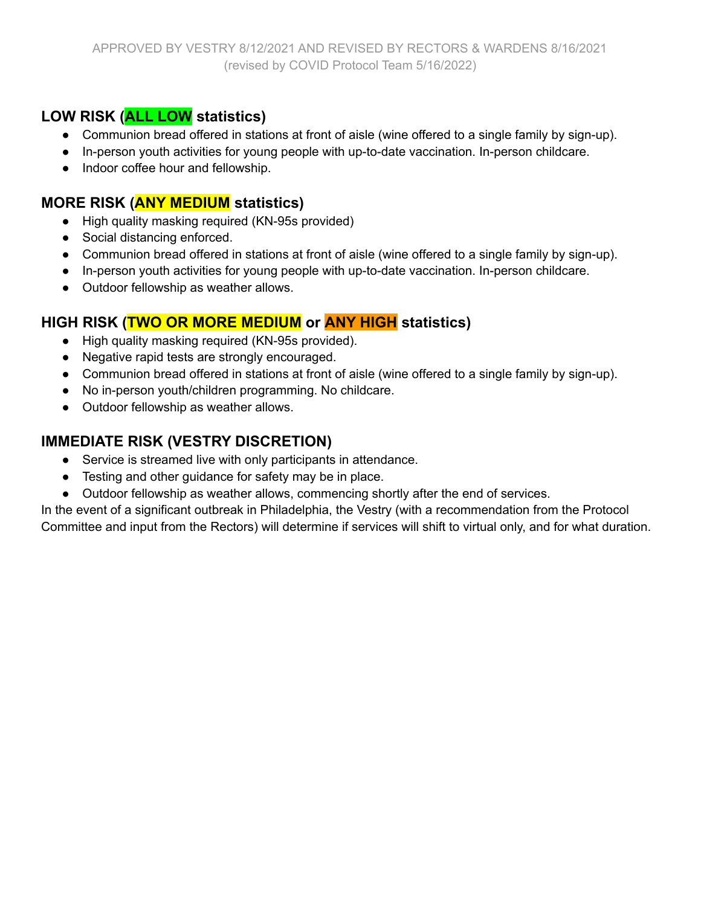APPROVED BY VESTRY 8/12/2021 AND REVISED BY RECTORS & WARDENS 8/16/2021
(revised by COVID Protocol Team 5/16/2022)

### LOW RISK (ALL LOW statistics)

- Communion bread offered in stations at front of aisle (wine offered to a single family by sign-up).
- In-person youth activities for young people with up-to-date vaccination. In-person childcare.
- Indoor coffee hour and fellowship.

### MORE RISK (ANY MEDIUM statistics)

- High quality masking required (KN-95s provided)
- Social distancing enforced.
- Communion bread offered in stations at front of aisle (wine offered to a single family by sign-up).
- In-person youth activities for young people with up-to-date vaccination. In-person childcare.
- Outdoor fellowship as weather allows.

### HIGH RISK (TWO OR MORE MEDIUM or ANY HIGH statistics)

- High quality masking required (KN-95s provided).
- Negative rapid tests are strongly encouraged.
- Communion bread offered in stations at front of aisle (wine offered to a single family by sign-up).
- No in-person youth/children programming. No childcare.
- Outdoor fellowship as weather allows.

### IMMEDIATE RISK (VESTRY DISCRETION)

- Service is streamed live with only participants in attendance.
- Testing and other guidance for safety may be in place.
- Outdoor fellowship as weather allows, commencing shortly after the end of services.

In the event of a significant outbreak in Philadelphia, the Vestry (with a recommendation from the Protocol Committee and input from the Rectors) will determine if services will shift to virtual only, and for what duration.